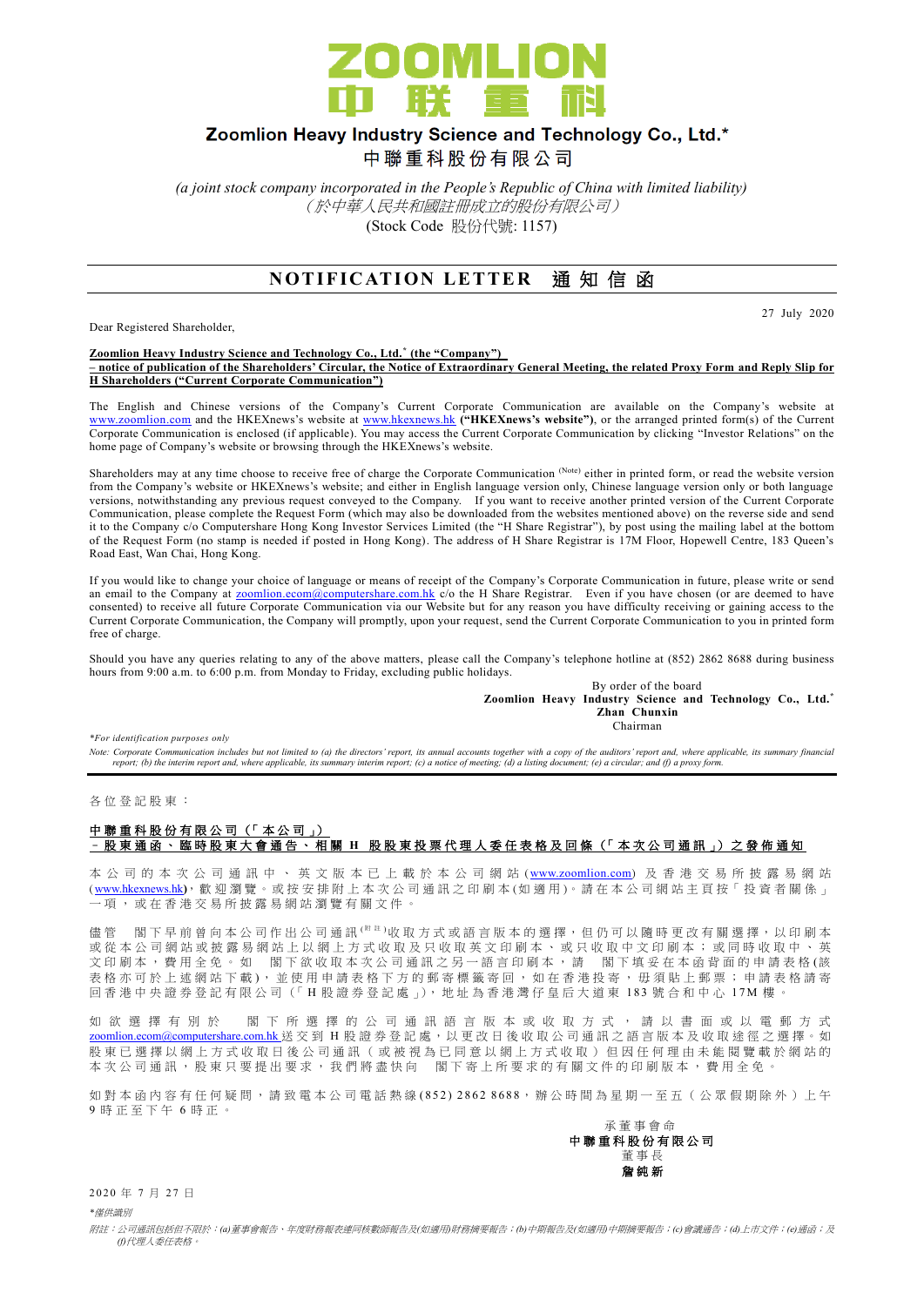# ZOOMLION 中联重科

## Zoomlion Heavy Industry Science and Technology Co., Ltd.*

## 中聯重科股份有限公司

*(a joint stock company incorporated in the People's Republic of China with limited liability)*
*（於中華人民共和國註冊成立的股份有限公司）*
(Stock Code 股份代號: 1157)

# NOTIFICATION LETTER 通知信函

27 July 2020

Dear Registered Shareholder,

**Zoomlion Heavy Industry Science and Technology Co., Ltd.* (the "Company")**
**– notice of publication of the Shareholders' Circular, the Notice of Extraordinary General Meeting, the related Proxy Form and Reply Slip for H Shareholders ("Current Corporate Communication")**

The English and Chinese versions of the Company's Current Corporate Communication are available on the Company's website at www.zoomlion.com and the HKEXnews's website at www.hkexnews.hk **("HKEXnews's website")**, or the arranged printed form(s) of the Current Corporate Communication is enclosed (if applicable). You may access the Current Corporate Communication by clicking "Investor Relations" on the home page of Company's website or browsing through the HKEXnews's website.

Shareholders may at any time choose to receive free of charge the Corporate Communication (Note) either in printed form, or read the website version from the Company's website or HKEXnews's website; and either in English language version only, Chinese language version only or both language versions, notwithstanding any previous request conveyed to the Company. If you want to receive another printed version of the Current Corporate Communication, please complete the Request Form (which may also be downloaded from the websites mentioned above) on the reverse side and send it to the Company c/o Computershare Hong Kong Investor Services Limited (the "H Share Registrar"), by post using the mailing label at the bottom of the Request Form (no stamp is needed if posted in Hong Kong). The address of H Share Registrar is 17M Floor, Hopewell Centre, 183 Queen's Road East, Wan Chai, Hong Kong.

If you would like to change your choice of language or means of receipt of the Company's Corporate Communication in future, please write or send an email to the Company at zoomlion.ecom@computershare.com.hk c/o the H Share Registrar. Even if you have chosen (or are deemed to have consented) to receive all future Corporate Communication via our Website but for any reason you have difficulty receiving or gaining access to the Current Corporate Communication, the Company will promptly, upon your request, send the Current Corporate Communication to you in printed form free of charge.

Should you have any queries relating to any of the above matters, please call the Company's telephone hotline at (852) 2862 8688 during business hours from 9:00 a.m. to 6:00 p.m. from Monday to Friday, excluding public holidays.

By order of the board
**Zoomlion Heavy Industry Science and Technology Co., Ltd.***
**Zhan Chunxin**
Chairman

*\*For identification purposes only*

*Note: Corporate Communication includes but not limited to (a) the directors' report, its annual accounts together with a copy of the auditors' report and, where applicable, its summary financial report; (b) the interim report and, where applicable, its summary interim report; (c) a notice of meeting; (d) a listing document; (e) a circular; and (f) a proxy form.*

---

各位登記股東：

**中聯重科股份有限公司（「本公司」）**
**－股東通函、臨時股東大會通告、相關 H 股股東投票代理人委任表格及回條（「本次公司通訊」）之發佈通知**

本公司的本次公司通訊中、英文版本已上載於本公司網站(www.zoomlion.com)及香港交易所披露易網站(www.hkexnews.hk)，歡迎瀏覽。或按安排附上本次公司通訊之印刷本(如適用)。請在本公司網站主頁按「投資者關係」一項，或在香港交易所披露易網站瀏覽有關文件。

儘管 閣下早前曾向本公司作出公司通訊(附註)收取方式或語言版本的選擇，但仍可以隨時更改有關選擇，以印刷本或從本公司網站或披露易網站上以網上方式收取及只收取英文印刷本、或只收取中文印刷本；或同時收取中、英文印刷本，費用全免。如 閣下欲收取本次公司通訊之另一語言印刷本，請 閣下填妥在本函背面的申請表格(該表格亦可於上述網站下載)，並使用申請表格下方的郵寄標籤寄回，如在香港投寄，毋須貼上郵票；申請表格請寄回香港中央證券登記有限公司（「H 股證券登記處」），地址為香港灣仔皇后大道東 183 號合和中心 17M 樓。

如欲選擇有別於 閣下所選擇的公司通訊語言版本或收取方式，請以書面或以電郵方式 zoomlion.ecom@computershare.com.hk 送交到 H 股證券登記處，以更改日後收取公司通訊之語言版本及收取途徑之選擇。如股東已選擇以網上方式收取日後公司通訊（或被視為已同意以網上方式收取）但因任何理由未能閱覽載於網站的本次公司通訊，股東只要提出要求，我們將盡快向 閣下寄上所要求的有關文件的印刷版本，費用全免。

如對本函內容有任何疑問，請致電本公司電話熱線(852) 2862 8688，辦公時間為星期一至五（公眾假期除外）上午 9 時正至下午 6 時正。

承董事會命
**中聯重科股份有限公司**
董事長
**詹純新**

2020 年 7 月 27 日

*\*僅供識別*

*附註：公司通訊包括但不限於：(a)董事會報告、年度財務報表連同核數師報告及(如適用)財務摘要報告；(b)中期報告及(如適用)中期摘要報告；(c)會議通告；(d)上市文件；(e)通函；及(f)代理人委任表格。*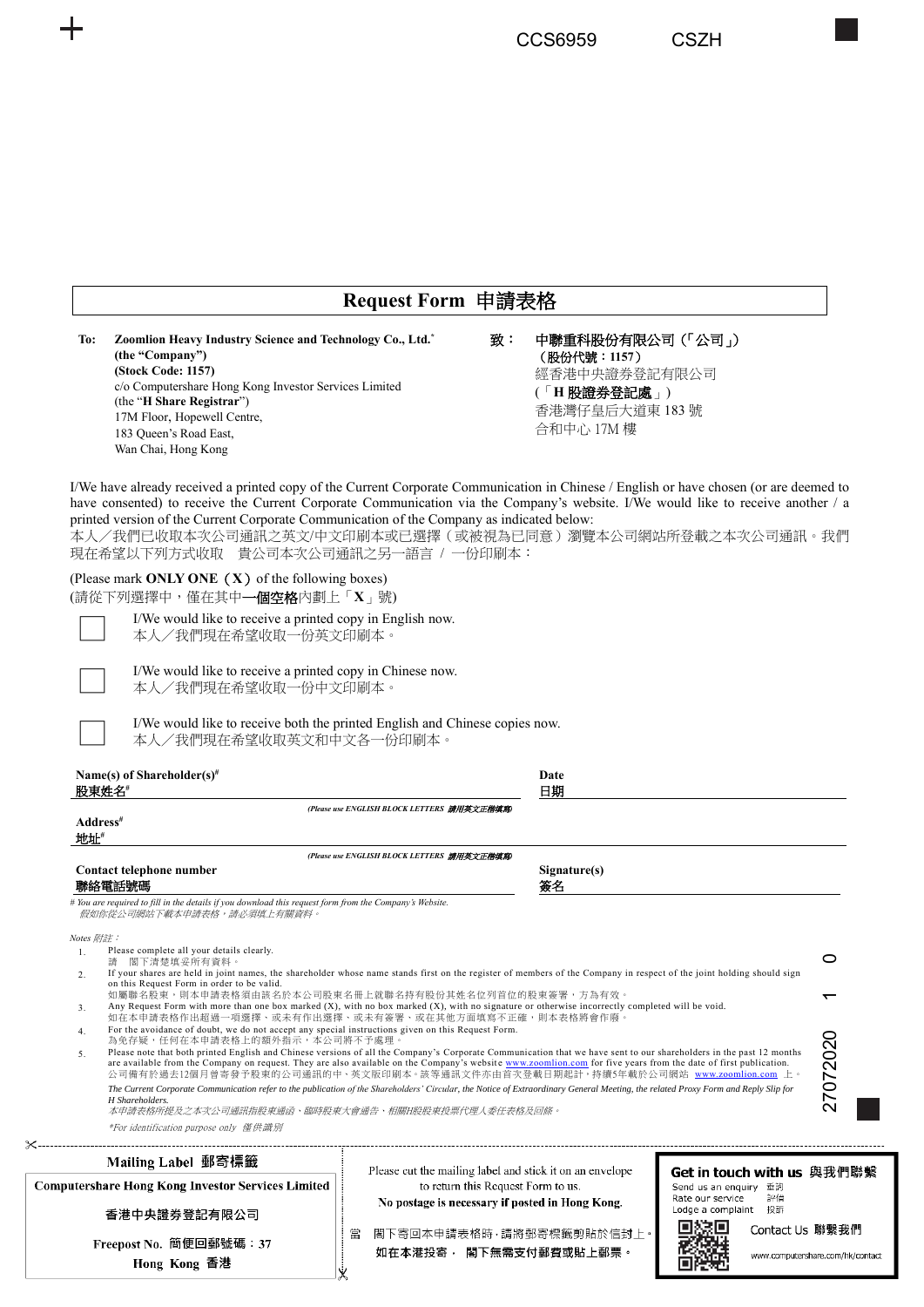CCS6959 CSZH

# Request Form 申請表格

**To: Zoomlion Heavy Industry Science and Technology Co., Ltd.*
(the "Company")
(Stock Code: 1157)**
c/o Computershare Hong Kong Investor Services Limited
(the "**H Share Registrar**")
17M Floor, Hopewell Centre,
183 Queen's Road East,
Wan Chai, Hong Kong

**致： 中聯重科股份有限公司（「公司」）
（股份代號：1157）**
經香港中央證券登記有限公司
（「**H股證券登記處**」）
香港灣仔皇后大道東183號
合和中心17M樓

I/We have already received a printed copy of the Current Corporate Communication in Chinese / English or have chosen (or are deemed to have consented) to receive the Current Corporate Communication via the Company's website. I/We would like to receive another / a printed version of the Current Corporate Communication of the Company as indicated below:
本人╱我們已收取本次公司通訊之英文/中文印刷本或已選擇（或被視為已同意）瀏覽本公司網站所登載之本次公司通訊。我們現在希望以下列方式收取 貴公司本次公司通訊之另一語言 / 一份印刷本：

(Please mark **ONLY ONE** (**X**) of the following boxes)
(請從下列選擇中，僅在其中**一個空格**內劃上「**X**」號)

☐ I/We would like to receive a printed copy in English now.
本人╱我們現在希望收取一份英文印刷本。

☐ I/We would like to receive a printed copy in Chinese now.
本人╱我們現在希望收取一份中文印刷本。

☐ I/We would like to receive both the printed English and Chinese copies now.
本人╱我們現在希望收取英文和中文各一份印刷本。

**Name(s) of Shareholder(s)# 股東姓名#** ______________________ **Date 日期** ______________________

*(Please use ENGLISH BLOCK LETTERS 請用英文正楷填寫)*

**Address# 地址#** ______________________

*(Please use ENGLISH BLOCK LETTERS 請用英文正楷填寫)*

**Contact telephone number 聯絡電話號碼** ______________________ **Signature(s) 簽名** ______________________

*# You are required to fill in the details if you download this request form from the Company's Website.*
*假如你從公司網站下載本申請表格，請必須填上有關資料。*

*Notes 附註：*

1. Please complete all your details clearly.
   請 閣下清楚填妥所有資料。
2. If your shares are held in joint names, the shareholder whose name stands first on the register of members of the Company in respect of the joint holding should sign on this Request Form in order to be valid.
   如屬聯名股東，則本申請表格須由該名於本公司股東名冊上就聯名持有股份其姓名位列首位的股東簽署，方為有效。
3. Any Request Form with more than one box marked (X), with no box marked (X), with no signature or otherwise incorrectly completed will be void.
   如在本申請表格作出超過一項選擇、或未有作出選擇、或未有簽署、或在其他方面填寫不正確，則本表格將會作廢。
4. For the avoidance of doubt, we do not accept any special instructions given on this Request Form.
   為免存疑，任何在本申請表格上的額外指示，本公司將不予處理。
5. Please note that both printed English and Chinese versions of all the Company's Corporate Communication that we have sent to our shareholders in the past 12 months are available from the Company on request. They are also available on the Company's website www.zoomlion.com for five years from the date of first publication.
   公司備有於過去12個月曾寄發予股東的公司通訊的中、英文版印刷本。該等通訊文件亦由首次登載日期起計，持續5年載於公司網站 www.zoomlion.com 上。
   *The Current Corporate Communication refer to the publication of the Shareholders' Circular, the Notice of Extraordinary General Meeting, the related Proxy Form and Reply Slip for H Shareholders.*
   *本申請表格所提及之本次公司通訊指股東通函、臨時股東大會通告、相關H股股東投票代理人委任表格及回條。*

*\*For identification purpose only 僅供識別*

27072020 1 0

---

**Mailing Label 郵寄標籤**

**Computershare Hong Kong Investor Services Limited**
**香港中央證券登記有限公司**
**Freepost No. 簡便回郵號碼：37**
**Hong Kong 香港**

Please cut the mailing label and stick it on an envelope to return this Request Form to us.
**No postage is necessary if posted in Hong Kong.**
當 閣下寄回本申請表格時，請將郵寄標籤剪貼於信封上。
**如在本港投寄， 閣下無需支付郵費或貼上郵票。**

**Get in touch with us 與我們聯繫**
Send us an enquiry 查詢
Rate our service 評價
Lodge a complaint 投訴
Contact Us 聯繫我們
www.computershare.com/hk/contact